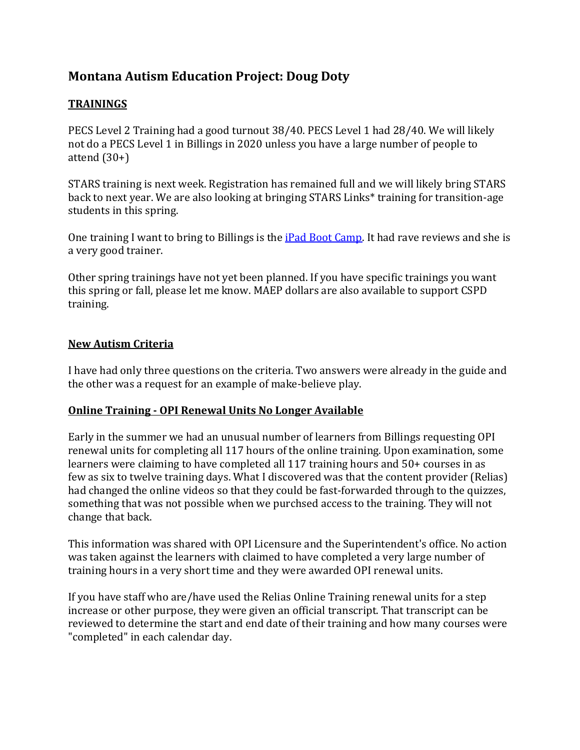## Montana Autism Education Project: Doug Doty

### TRAININGS

PECS Level 2 Training had a good turnout 38/40. PECS Level 1 had 28/40. We will likely not do a PECS Level 1 in Billings in 2020 unless you have a large number of people to attend (30+)

STARS training is next week. Registration has remained full and we will likely bring STARS back to next year. We are also looking at bringing STARS Links* training for transition-age students in this spring.

One training I want to bring to Billings is the iPad Boot Camp. It had rave reviews and she is a very good trainer.

Other spring trainings have not yet been planned. If you have specific trainings you want this spring or fall, please let me know. MAEP dollars are also available to support CSPD training.

### New Autism Criteria

I have had only three questions on the criteria. Two answers were already in the guide and the other was a request for an example of make-believe play.

### Online Training - OPI Renewal Units No Longer Available

Early in the summer we had an unusual number of learners from Billings requesting OPI renewal units for completing all 117 hours of the online training. Upon examination, some learners were claiming to have completed all 117 training hours and 50+ courses in as few as six to twelve training days. What I discovered was that the content provider (Relias) had changed the online videos so that they could be fast-forwarded through to the quizzes, something that was not possible when we purchsed access to the training. They will not change that back.

This information was shared with OPI Licensure and the Superintendent's office. No action was taken against the learners with claimed to have completed a very large number of training hours in a very short time and they were awarded OPI renewal units.

If you have staff who are/have used the Relias Online Training renewal units for a step increase or other purpose, they were given an official transcript. That transcript can be reviewed to determine the start and end date of their training and how many courses were "completed" in each calendar day.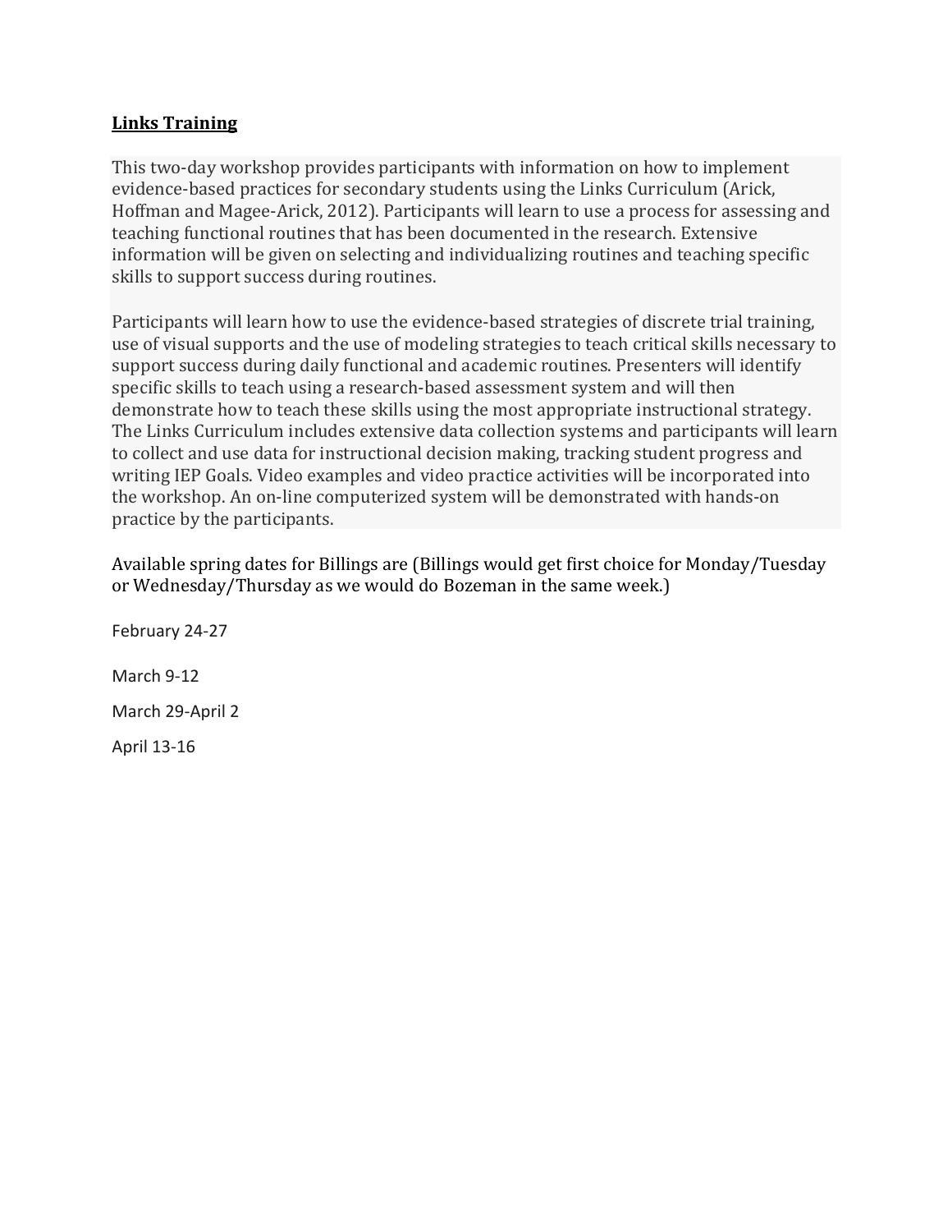**Links Training**

This two-day workshop provides participants with information on how to implement evidence-based practices for secondary students using the Links Curriculum (Arick, Hoffman and Magee-Arick, 2012). Participants will learn to use a process for assessing and teaching functional routines that has been documented in the research. Extensive information will be given on selecting and individualizing routines and teaching specific skills to support success during routines.

Participants will learn how to use the evidence-based strategies of discrete trial training, use of visual supports and the use of modeling strategies to teach critical skills necessary to support success during daily functional and academic routines. Presenters will identify specific skills to teach using a research-based assessment system and will then demonstrate how to teach these skills using the most appropriate instructional strategy. The Links Curriculum includes extensive data collection systems and participants will learn to collect and use data for instructional decision making, tracking student progress and writing IEP Goals. Video examples and video practice activities will be incorporated into the workshop. An on-line computerized system will be demonstrated with hands-on practice by the participants.

Available spring dates for Billings are (Billings would get first choice for Monday/Tuesday or Wednesday/Thursday as we would do Bozeman in the same week.)

February 24-27

March 9-12

March 29-April 2

April 13-16